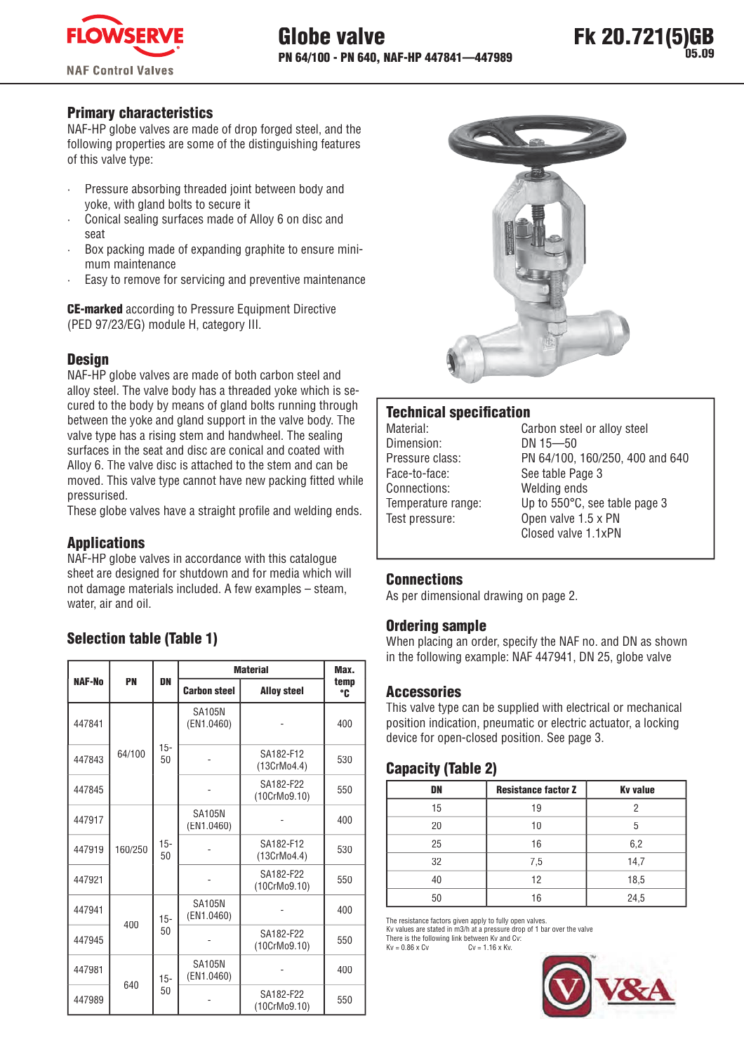# Globe valve

**PN 64/100 - PN 640, NAF-HP 447841—447989**

**Fk 20.721(5)GB**
05.09

## Primary characteristics

NAF-HP globe valves are made of drop forged steel, and the following properties are some of the distinguishing features of this valve type:

- Pressure absorbing threaded joint between body and yoke, with gland bolts to secure it
- Conical sealing surfaces made of Alloy 6 on disc and seat
- Box packing made of expanding graphite to ensure minimum maintenance
- Easy to remove for servicing and preventive maintenance

**CE-marked** according to Pressure Equipment Directive (PED 97/23/EG) module H, category III.

## Design

NAF-HP globe valves are made of both carbon steel and alloy steel. The valve body has a threaded yoke which is secured to the body by means of gland bolts running through between the yoke and gland support in the valve body. The valve type has a rising stem and handwheel. The sealing surfaces in the seat and disc are conical and coated with Alloy 6. The valve disc is attached to the stem and can be moved. This valve type cannot have new packing fitted while pressurised.

These globe valves have a straight profile and welding ends.

## Applications

NAF-HP globe valves in accordance with this catalogue sheet are designed for shutdown and for media which will not damage materials included. A few examples – steam, water, air and oil.

## Selection table (Table 1)

| NAF-No | PN | DN | Material | | Max. temp °C |
|---|---|---|---|---|---|
| | | | Carbon steel | Alloy steel | |
| 447841 | 64/100 | 15-50 | SA105N (EN1.0460) | - | 400 |
| 447843 | | | - | SA182-F12 (13CrMo4.4) | 530 |
| 447845 | | | - | SA182-F22 (10CrMo9.10) | 550 |
| 447917 | 160/250 | 15-50 | SA105N (EN1.0460) | - | 400 |
| 447919 | | | - | SA182-F12 (13CrMo4.4) | 530 |
| 447921 | | | - | SA182-F22 (10CrMo9.10) | 550 |
| 447941 | 400 | 15-50 | SA105N (EN1.0460) | - | 400 |
| 447945 | | | - | SA182-F22 (10CrMo9.10) | 550 |
| 447981 | 640 | 15-50 | SA105N (EN1.0460) | - | 400 |
| 447989 | | | - | SA182-F22 (10CrMo9.10) | 550 |

## Technical specification

| | |
|---|---|
| Material: | Carbon steel or alloy steel |
| Dimension: | DN 15—50 |
| Pressure class: | PN 64/100, 160/250, 400 and 640 |
| Face-to-face: | See table Page 3 |
| Connections: | Welding ends |
| Temperature range: | Up to 550°C, see table page 3 |
| Test pressure: | Open valve 1.5 x PN |
| | Closed valve 1.1xPN |

## Connections

As per dimensional drawing on page 2.

## Ordering sample

When placing an order, specify the NAF no. and DN as shown in the following example: NAF 447941, DN 25, globe valve

## Accessories

This valve type can be supplied with electrical or mechanical position indication, pneumatic or electric actuator, a locking device for open-closed position. See page 3.

## Capacity (Table 2)

| DN | Resistance factor Z | Kv value |
|---|---|---|
| 15 | 19 | 2 |
| 20 | 10 | 5 |
| 25 | 16 | 6,2 |
| 32 | 7,5 | 14,7 |
| 40 | 12 | 18,5 |
| 50 | 16 | 24,5 |

The resistance factors given apply to fully open valves.
Kv values are stated in m3/h at a pressure drop of 1 bar over the valve
There is the following link between Kv and Cv:
Kv = 0.86 x Cv     Cv = 1.16 x Kv.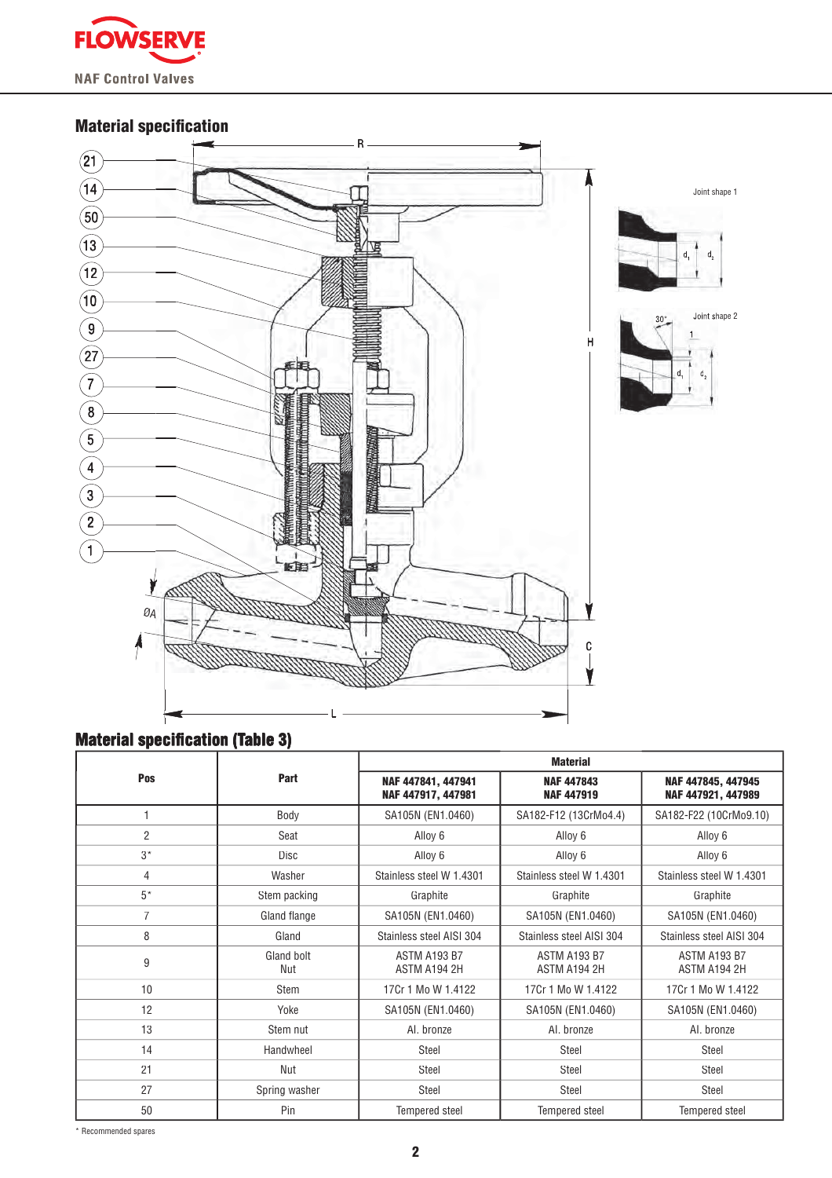## Material specification

## Material specification (Table 3)

| Pos | Part | Material | | |
|---|---|---|---|---|
| | | **NAF 447841, 447941 NAF 447917, 447981** | **NAF 447843 NAF 447919** | **NAF 447845, 447945 NAF 447921, 447989** |
| 1 | Body | SA105N (EN1.0460) | SA182-F12 (13CrMo4.4) | SA182-F22 (10CrMo9.10) |
| 2 | Seat | Alloy 6 | Alloy 6 | Alloy 6 |
| 3* | Disc | Alloy 6 | Alloy 6 | Alloy 6 |
| 4 | Washer | Stainless steel W 1.4301 | Stainless steel W 1.4301 | Stainless steel W 1.4301 |
| 5* | Stem packing | Graphite | Graphite | Graphite |
| 7 | Gland flange | SA105N (EN1.0460) | SA105N (EN1.0460) | SA105N (EN1.0460) |
| 8 | Gland | Stainless steel AISI 304 | Stainless steel AISI 304 | Stainless steel AISI 304 |
| 9 | Gland bolt Nut | ASTM A193 B7 ASTM A194 2H | ASTM A193 B7 ASTM A194 2H | ASTM A193 B7 ASTM A194 2H |
| 10 | Stem | 17Cr 1 Mo W 1.4122 | 17Cr 1 Mo W 1.4122 | 17Cr 1 Mo W 1.4122 |
| 12 | Yoke | SA105N (EN1.0460) | SA105N (EN1.0460) | SA105N (EN1.0460) |
| 13 | Stem nut | Al. bronze | Al. bronze | Al. bronze |
| 14 | Handwheel | Steel | Steel | Steel |
| 21 | Nut | Steel | Steel | Steel |
| 27 | Spring washer | Steel | Steel | Steel |
| 50 | Pin | Tempered steel | Tempered steel | Tempered steel |

\* Recommended spares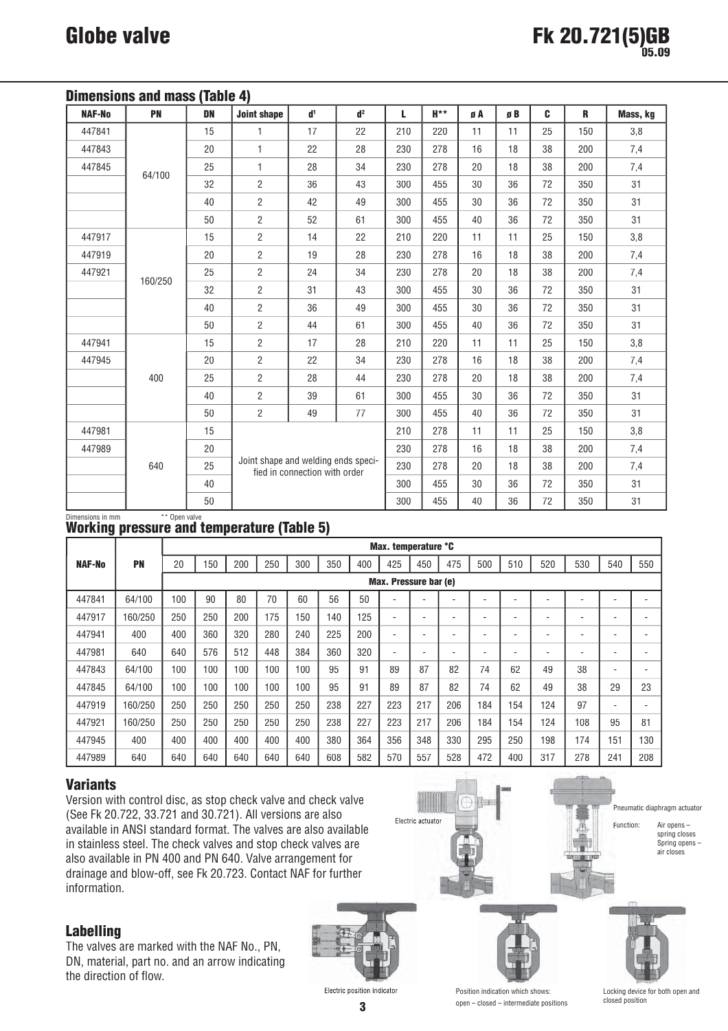### Dimensions and mass (Table 4)

| NAF-No | PN | DN | Joint shape | d[1] | d[2] | L | H** | ø A | ø B | C | R | Mass, kg |
|---|---|---|---|---|---|---|---|---|---|---|---|---|
| 447841 | 64/100 | 15 | 1 | 17 | 22 | 210 | 220 | 11 | 11 | 25 | 150 | 3,8 |
| 447843 | | 20 | 1 | 22 | 28 | 230 | 278 | 16 | 18 | 38 | 200 | 7,4 |
| 447845 | | 25 | 1 | 28 | 34 | 230 | 278 | 20 | 18 | 38 | 200 | 7,4 |
| | | 32 | 2 | 36 | 43 | 300 | 455 | 30 | 36 | 72 | 350 | 31 |
| | | 40 | 2 | 42 | 49 | 300 | 455 | 30 | 36 | 72 | 350 | 31 |
| | | 50 | 2 | 52 | 61 | 300 | 455 | 40 | 36 | 72 | 350 | 31 |
| 447917 | 160/250 | 15 | 2 | 14 | 22 | 210 | 220 | 11 | 11 | 25 | 150 | 3,8 |
| 447919 | | 20 | 2 | 19 | 28 | 230 | 278 | 16 | 18 | 38 | 200 | 7,4 |
| 447921 | | 25 | 2 | 24 | 34 | 230 | 278 | 20 | 18 | 38 | 200 | 7,4 |
| | | 32 | 2 | 31 | 43 | 300 | 455 | 30 | 36 | 72 | 350 | 31 |
| | | 40 | 2 | 36 | 49 | 300 | 455 | 30 | 36 | 72 | 350 | 31 |
| | | 50 | 2 | 44 | 61 | 300 | 455 | 40 | 36 | 72 | 350 | 31 |
| 447941 | 400 | 15 | 2 | 17 | 28 | 210 | 220 | 11 | 11 | 25 | 150 | 3,8 |
| 447945 | | 20 | 2 | 22 | 34 | 230 | 278 | 16 | 18 | 38 | 200 | 7,4 |
| | | 25 | 2 | 28 | 44 | 230 | 278 | 20 | 18 | 38 | 200 | 7,4 |
| | | 40 | 2 | 39 | 61 | 300 | 455 | 30 | 36 | 72 | 350 | 31 |
| | | 50 | 2 | 49 | 77 | 300 | 455 | 40 | 36 | 72 | 350 | 31 |
| 447981 | 640 | 15 | Joint shape and welding ends specified in connection with order | | | 210 | 278 | 11 | 11 | 25 | 150 | 3,8 |
| 447989 | | 20 | | | | 230 | 278 | 16 | 18 | 38 | 200 | 7,4 |
| | | 25 | | | | 230 | 278 | 20 | 18 | 38 | 200 | 7,4 |
| | | 40 | | | | 300 | 455 | 30 | 36 | 72 | 350 | 31 |
| | | 50 | | | | 300 | 455 | 40 | 36 | 72 | 350 | 31 |

Dimensions in mm  ** Open valve

### Working pressure and temperature (Table 5)

| NAF-No | PN | Max. temperature °C | | | | | | | | | | | | | | | |
|---|---|---|---|---|---|---|---|---|---|---|---|---|---|---|---|---|---|
| | | 20 | 150 | 200 | 250 | 300 | 350 | 400 | 425 | 450 | 475 | 500 | 510 | 520 | 530 | 540 | 550 |
| | | Max. Pressure bar (e) | | | | | | | | | | | | | | | |
| 447841 | 64/100 | 100 | 90 | 80 | 70 | 60 | 56 | 50 | - | - | - | - | - | - | - | - | - |
| 447917 | 160/250 | 250 | 250 | 200 | 175 | 150 | 140 | 125 | - | - | - | - | - | - | - | - | - |
| 447941 | 400 | 400 | 360 | 320 | 280 | 240 | 225 | 200 | - | - | - | - | - | - | - | - | - |
| 447981 | 640 | 640 | 576 | 512 | 448 | 384 | 360 | 320 | - | - | - | - | - | - | - | - | - |
| 447843 | 64/100 | 100 | 100 | 100 | 100 | 100 | 95 | 91 | 89 | 87 | 82 | 74 | 62 | 49 | 38 | - | - |
| 447845 | 64/100 | 100 | 100 | 100 | 100 | 100 | 95 | 91 | 89 | 87 | 82 | 74 | 62 | 49 | 38 | 29 | 23 |
| 447919 | 160/250 | 250 | 250 | 250 | 250 | 250 | 238 | 227 | 223 | 217 | 206 | 184 | 154 | 124 | 97 | - | - |
| 447921 | 160/250 | 250 | 250 | 250 | 250 | 250 | 238 | 227 | 223 | 217 | 206 | 184 | 154 | 124 | 108 | 95 | 81 |
| 447945 | 400 | 400 | 400 | 400 | 400 | 400 | 380 | 364 | 356 | 348 | 330 | 295 | 250 | 198 | 174 | 151 | 130 |
| 447989 | 640 | 640 | 640 | 640 | 640 | 640 | 608 | 582 | 570 | 557 | 528 | 472 | 400 | 317 | 278 | 241 | 208 |

### Variants

Version with control disc, as stop check valve and check valve (See Fk 20.722, 33.721 and 30.721). All versions are also available in ANSI standard format. The valves are also available in stainless steel. The check valves and stop check valves are also available in PN 400 and PN 640. Valve arrangement for drainage and blow-off, see Fk 20.723. Contact NAF for further information.

Electric actuator

Pneumatic diaphragm actuator

Function: Air opens – spring closes; Spring opens – air closes

### Labelling

The valves are marked with the NAF No., PN, DN, material, part no. and an arrow indicating the direction of flow.

Electric position indicator

Position indication which shows: open – closed – intermediate positions

Locking device for both open and closed position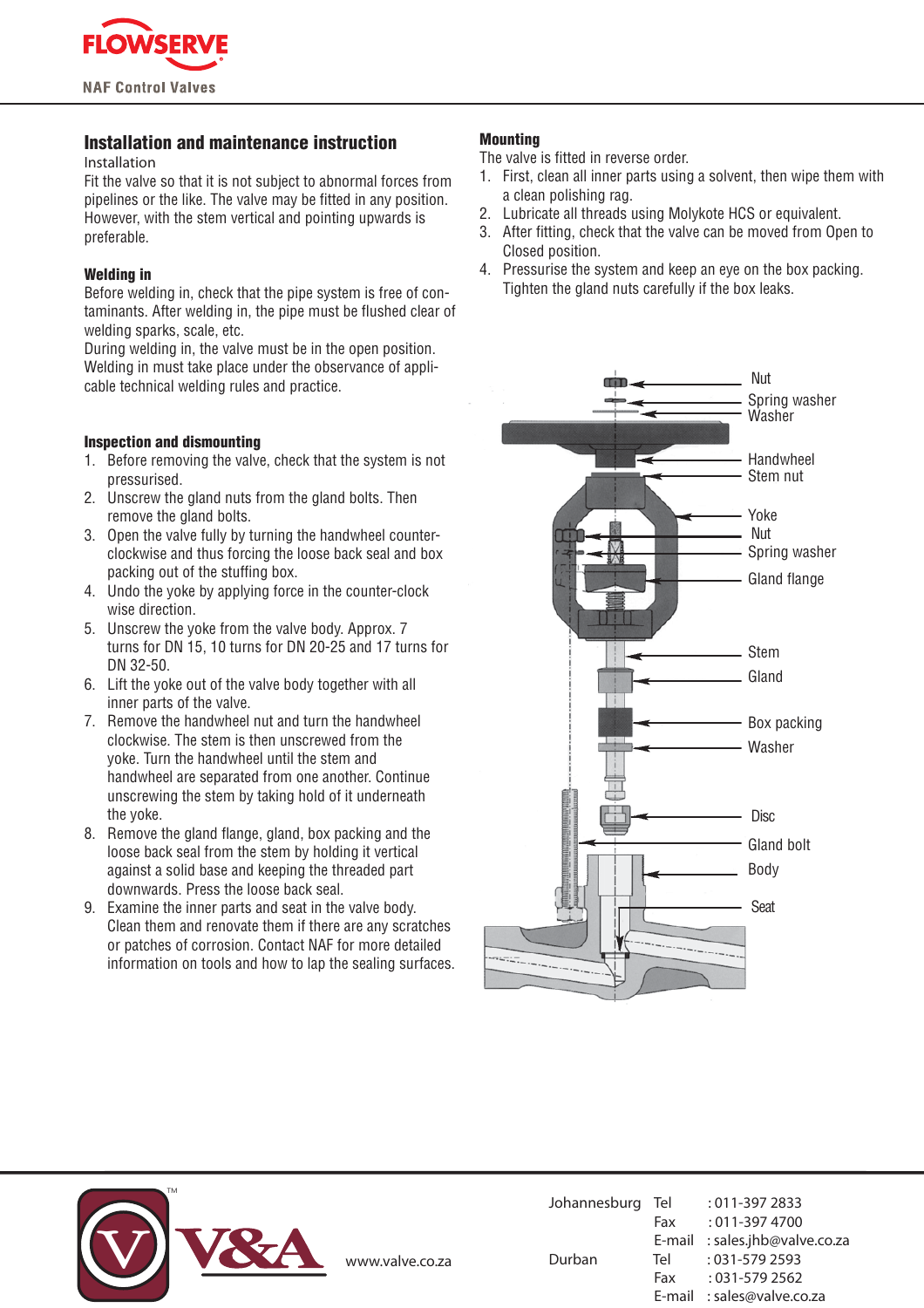FLOWSERVE

NAF Control Valves

## Installation and maintenance instruction

Installation

Fit the valve so that it is not subject to abnormal forces from pipelines or the like. The valve may be fitted in any position. However, with the stem vertical and pointing upwards is preferable.

### Welding in

Before welding in, check that the pipe system is free of contaminants. After welding in, the pipe must be flushed clear of welding sparks, scale, etc.

During welding in, the valve must be in the open position. Welding in must take place under the observance of applicable technical welding rules and practice.

### Inspection and dismounting

1. Before removing the valve, check that the system is not pressurised.
2. Unscrew the gland nuts from the gland bolts. Then remove the gland bolts.
3. Open the valve fully by turning the handwheel counter-clockwise and thus forcing the loose back seal and box packing out of the stuffing box.
4. Undo the yoke by applying force in the counter-clock wise direction.
5. Unscrew the yoke from the valve body. Approx. 7 turns for DN 15, 10 turns for DN 20-25 and 17 turns for DN 32-50.
6. Lift the yoke out of the valve body together with all inner parts of the valve.
7. Remove the handwheel nut and turn the handwheel clockwise. The stem is then unscrewed from the yoke. Turn the handwheel until the stem and handwheel are separated from one another. Continue unscrewing the stem by taking hold of it underneath the yoke.
8. Remove the gland flange, gland, box packing and the loose back seal from the stem by holding it vertical against a solid base and keeping the threaded part downwards. Press the loose back seal.
9. Examine the inner parts and seat in the valve body. Clean them and renovate them if there are any scratches or patches of corrosion. Contact NAF for more detailed information on tools and how to lap the sealing surfaces.

### Mounting

The valve is fitted in reverse order.

1. First, clean all inner parts using a solvent, then wipe them with a clean polishing rag.
2. Lubricate all threads using Molykote HCS or equivalent.
3. After fitting, check that the valve can be moved from Open to Closed position.
4. Pressurise the system and keep an eye on the box packing. Tighten the gland nuts carefully if the box leaks.

Nut
Spring washer
Washer
Handwheel
Stem nut
Yoke
Nut
Spring washer
Gland flange
Stem
Gland
Box packing
Washer
Disc
Gland bolt
Body
Seat

V&A

www.valve.co.za

| | | |
|---|---|---|
| Johannesburg | Tel | : 011-397 2833 |
| | Fax | : 011-397 4700 |
| | E-mail | : sales.jhb@valve.co.za |
| Durban | Tel | : 031-579 2593 |
| | Fax | : 031-579 2562 |
| | E-mail | : sales@valve.co.za |